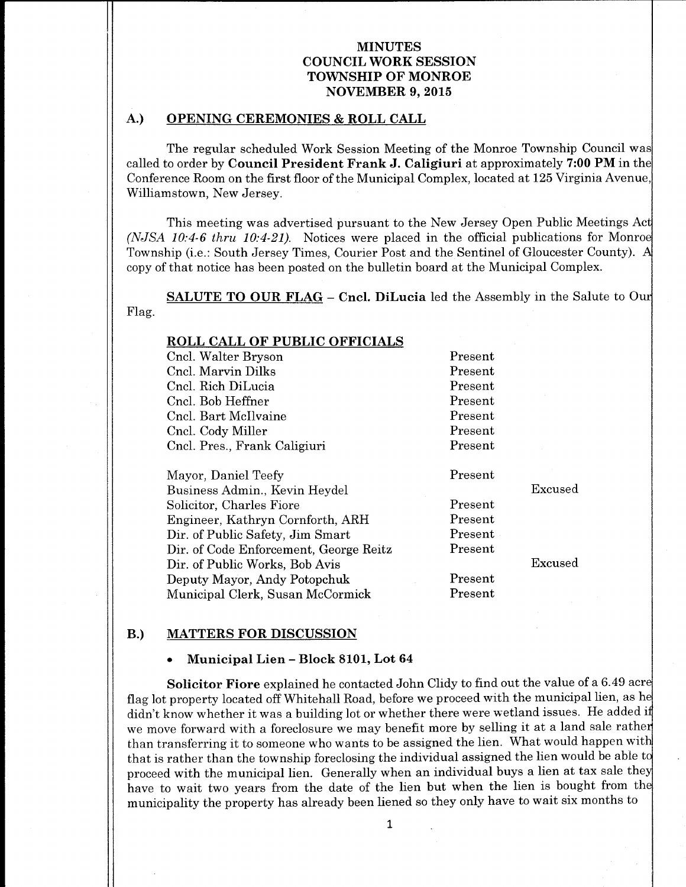# MINUTES
# COUNCIL WORK SESSION
# TOWNSHIP OF MONROE
# NOVEMBER 9, 2015

## A.) OPENING CEREMONIES & ROLL CALL

The regular scheduled Work Session Meeting of the Monroe Township Council was called to order by **Council President Frank J. Caligiuri** at approximately **7:00 PM** in the Conference Room on the first floor of the Municipal Complex, located at 125 Virginia Avenue, Williamstown, New Jersey.

This meeting was advertised pursuant to the New Jersey Open Public Meetings Act *(NJSA 10:4-6 thru 10:4-21)*. Notices were placed in the official publications for Monroe Township (i.e.: South Jersey Times, Courier Post and the Sentinel of Gloucester County). A copy of that notice has been posted on the bulletin board at the Municipal Complex.

**SALUTE TO OUR FLAG** – **Cncl. DiLucia** led the Assembly in the Salute to Our Flag.

**ROLL CALL OF PUBLIC OFFICIALS**

| | | |
|---|---|---|
| Cncl. Walter Bryson | Present | |
| Cncl. Marvin Dilks | Present | |
| Cncl. Rich DiLucia | Present | |
| Cncl. Bob Heffner | Present | |
| Cncl. Bart McIlvaine | Present | |
| Cncl. Cody Miller | Present | |
| Cncl. Pres., Frank Caligiuri | Present | |
| Mayor, Daniel Teefy | Present | |
| Business Admin., Kevin Heydel | | Excused |
| Solicitor, Charles Fiore | Present | |
| Engineer, Kathryn Cornforth, ARH | Present | |
| Dir. of Public Safety, Jim Smart | Present | |
| Dir. of Code Enforcement, George Reitz | Present | |
| Dir. of Public Works, Bob Avis | | Excused |
| Deputy Mayor, Andy Potopchuk | Present | |
| Municipal Clerk, Susan McCormick | Present | |

## B.) MATTERS FOR DISCUSSION

- **Municipal Lien – Block 8101, Lot 64**

**Solicitor Fiore** explained he contacted John Clidy to find out the value of a 6.49 acre flag lot property located off Whitehall Road, before we proceed with the municipal lien, as he didn't know whether it was a building lot or whether there were wetland issues. He added if we move forward with a foreclosure we may benefit more by selling it at a land sale rather than transferring it to someone who wants to be assigned the lien. What would happen with that is rather than the township foreclosing the individual assigned the lien would be able to proceed with the municipal lien. Generally when an individual buys a lien at tax sale they have to wait two years from the date of the lien but when the lien is bought from the municipality the property has already been liened so they only have to wait six months to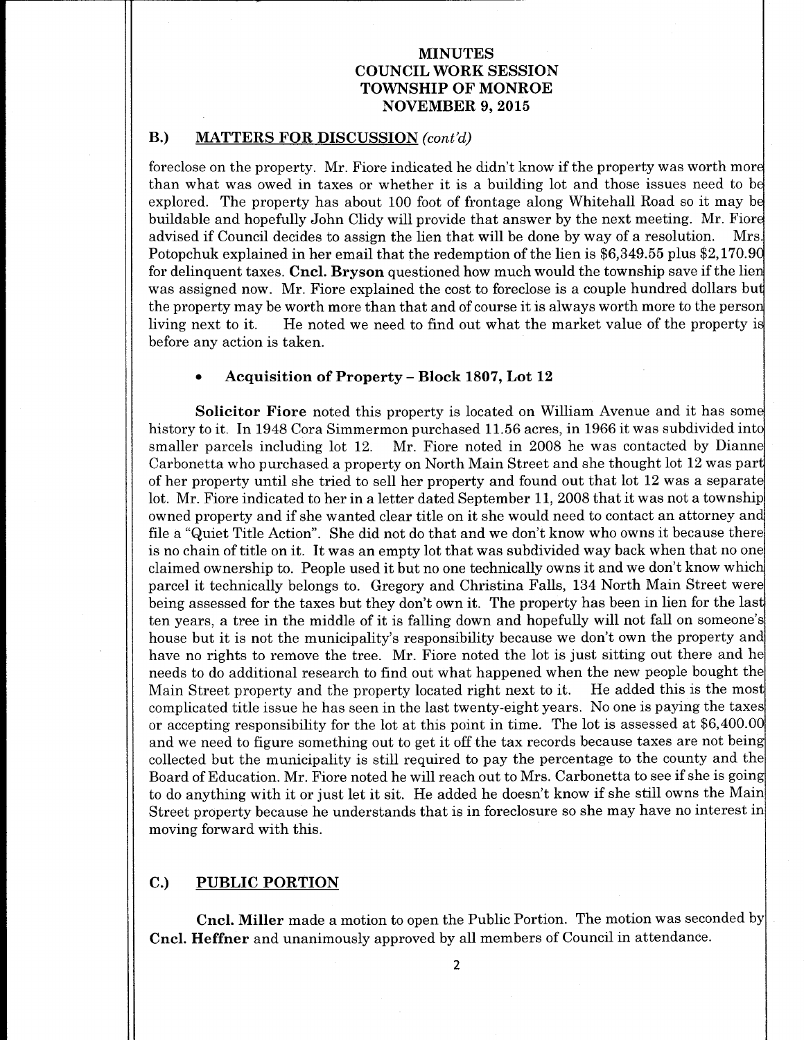# MINUTES
# COUNCIL WORK SESSION
# TOWNSHIP OF MONROE
# NOVEMBER 9, 2015

## B.) MATTERS FOR DISCUSSION *(cont'd)*

foreclose on the property. Mr. Fiore indicated he didn't know if the property was worth more than what was owed in taxes or whether it is a building lot and those issues need to be explored. The property has about 100 foot of frontage along Whitehall Road so it may be buildable and hopefully John Clidy will provide that answer by the next meeting. Mr. Fiore advised if Council decides to assign the lien that will be done by way of a resolution. Mrs. Potopchuk explained in her email that the redemption of the lien is $6,349.55 plus $2,170.90 for delinquent taxes. **Cncl. Bryson** questioned how much would the township save if the lien was assigned now. Mr. Fiore explained the cost to foreclose is a couple hundred dollars but the property may be worth more than that and of course it is always worth more to the person living next to it. He noted we need to find out what the market value of the property is before any action is taken.

- **Acquisition of Property – Block 1807, Lot 12**

**Solicitor Fiore** noted this property is located on William Avenue and it has some history to it. In 1948 Cora Simmermon purchased 11.56 acres, in 1966 it was subdivided into smaller parcels including lot 12. Mr. Fiore noted in 2008 he was contacted by Dianne Carbonetta who purchased a property on North Main Street and she thought lot 12 was part of her property until she tried to sell her property and found out that lot 12 was a separate lot. Mr. Fiore indicated to her in a letter dated September 11, 2008 that it was not a township owned property and if she wanted clear title on it she would need to contact an attorney and file a "Quiet Title Action". She did not do that and we don't know who owns it because there is no chain of title on it. It was an empty lot that was subdivided way back when that no one claimed ownership to. People used it but no one technically owns it and we don't know which parcel it technically belongs to. Gregory and Christina Falls, 134 North Main Street were being assessed for the taxes but they don't own it. The property has been in lien for the last ten years, a tree in the middle of it is falling down and hopefully will not fall on someone's house but it is not the municipality's responsibility because we don't own the property and have no rights to remove the tree. Mr. Fiore noted the lot is just sitting out there and he needs to do additional research to find out what happened when the new people bought the Main Street property and the property located right next to it. He added this is the most complicated title issue he has seen in the last twenty-eight years. No one is paying the taxes or accepting responsibility for the lot at this point in time. The lot is assessed at $6,400.00 and we need to figure something out to get it off the tax records because taxes are not being collected but the municipality is still required to pay the percentage to the county and the Board of Education. Mr. Fiore noted he will reach out to Mrs. Carbonetta to see if she is going to do anything with it or just let it sit. He added he doesn't know if she still owns the Main Street property because he understands that is in foreclosure so she may have no interest in moving forward with this.

## C.) PUBLIC PORTION

**Cncl. Miller** made a motion to open the Public Portion. The motion was seconded by **Cncl. Heffner** and unanimously approved by all members of Council in attendance.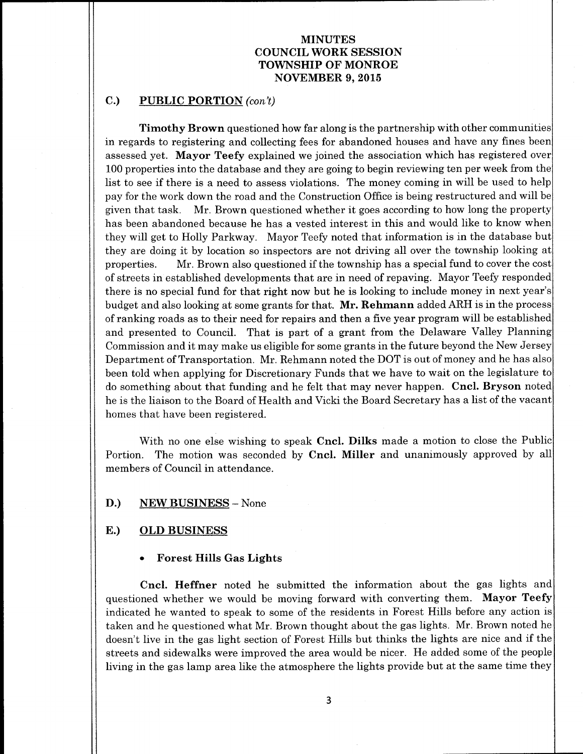# MINUTES
## COUNCIL WORK SESSION
## TOWNSHIP OF MONROE
## NOVEMBER 9, 2015

## C.) PUBLIC PORTION *(con't)*

**Timothy Brown** questioned how far along is the partnership with other communities in regards to registering and collecting fees for abandoned houses and have any fines been assessed yet. **Mayor Teefy** explained we joined the association which has registered over 100 properties into the database and they are going to begin reviewing ten per week from the list to see if there is a need to assess violations. The money coming in will be used to help pay for the work down the road and the Construction Office is being restructured and will be given that task. Mr. Brown questioned whether it goes according to how long the property has been abandoned because he has a vested interest in this and would like to know when they will get to Holly Parkway. Mayor Teefy noted that information is in the database but they are doing it by location so inspectors are not driving all over the township looking at properties. Mr. Brown also questioned if the township has a special fund to cover the cost of streets in established developments that are in need of repaving. Mayor Teefy responded there is no special fund for that right now but he is looking to include money in next year's budget and also looking at some grants for that. **Mr. Rehmann** added ARH is in the process of ranking roads as to their need for repairs and then a five year program will be established and presented to Council. That is part of a grant from the Delaware Valley Planning Commission and it may make us eligible for some grants in the future beyond the New Jersey Department of Transportation. Mr. Rehmann noted the DOT is out of money and he has also been told when applying for Discretionary Funds that we have to wait on the legislature to do something about that funding and he felt that may never happen. **Cncl. Bryson** noted he is the liaison to the Board of Health and Vicki the Board Secretary has a list of the vacant homes that have been registered.

With no one else wishing to speak **Cncl. Dilks** made a motion to close the Public Portion. The motion was seconded by **Cncl. Miller** and unanimously approved by all members of Council in attendance.

## D.) NEW BUSINESS – None

## E.) OLD BUSINESS

- **Forest Hills Gas Lights**

**Cncl. Heffner** noted he submitted the information about the gas lights and questioned whether we would be moving forward with converting them. **Mayor Teefy** indicated he wanted to speak to some of the residents in Forest Hills before any action is taken and he questioned what Mr. Brown thought about the gas lights. Mr. Brown noted he doesn't live in the gas light section of Forest Hills but thinks the lights are nice and if the streets and sidewalks were improved the area would be nicer. He added some of the people living in the gas lamp area like the atmosphere the lights provide but at the same time they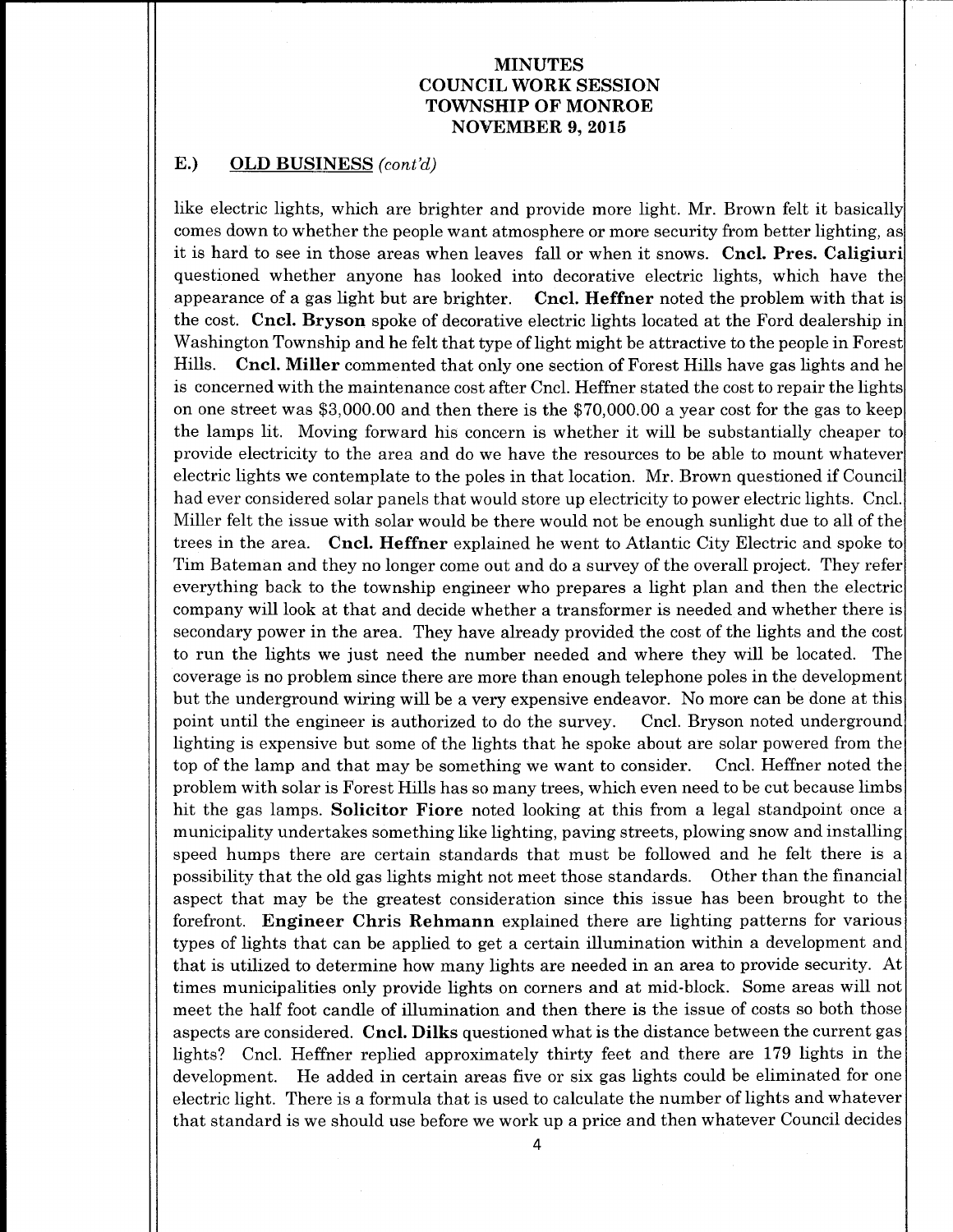# MINUTES
# COUNCIL WORK SESSION
# TOWNSHIP OF MONROE
# NOVEMBER 9, 2015

## E.) OLD BUSINESS *(cont'd)*

like electric lights, which are brighter and provide more light. Mr. Brown felt it basically comes down to whether the people want atmosphere or more security from better lighting, as it is hard to see in those areas when leaves fall or when it snows. **Cncl. Pres. Caligiuri** questioned whether anyone has looked into decorative electric lights, which have the appearance of a gas light but are brighter. **Cncl. Heffner** noted the problem with that is the cost. **Cncl. Bryson** spoke of decorative electric lights located at the Ford dealership in Washington Township and he felt that type of light might be attractive to the people in Forest Hills. **Cncl. Miller** commented that only one section of Forest Hills have gas lights and he is concerned with the maintenance cost after Cncl. Heffner stated the cost to repair the lights on one street was $3,000.00 and then there is the $70,000.00 a year cost for the gas to keep the lamps lit. Moving forward his concern is whether it will be substantially cheaper to provide electricity to the area and do we have the resources to be able to mount whatever electric lights we contemplate to the poles in that location. Mr. Brown questioned if Council had ever considered solar panels that would store up electricity to power electric lights. Cncl. Miller felt the issue with solar would be there would not be enough sunlight due to all of the trees in the area. **Cncl. Heffner** explained he went to Atlantic City Electric and spoke to Tim Bateman and they no longer come out and do a survey of the overall project. They refer everything back to the township engineer who prepares a light plan and then the electric company will look at that and decide whether a transformer is needed and whether there is secondary power in the area. They have already provided the cost of the lights and the cost to run the lights we just need the number needed and where they will be located. The coverage is no problem since there are more than enough telephone poles in the development but the underground wiring will be a very expensive endeavor. No more can be done at this point until the engineer is authorized to do the survey. Cncl. Bryson noted underground lighting is expensive but some of the lights that he spoke about are solar powered from the top of the lamp and that may be something we want to consider. Cncl. Heffner noted the problem with solar is Forest Hills has so many trees, which even need to be cut because limbs hit the gas lamps. **Solicitor Fiore** noted looking at this from a legal standpoint once a municipality undertakes something like lighting, paving streets, plowing snow and installing speed humps there are certain standards that must be followed and he felt there is a possibility that the old gas lights might not meet those standards. Other than the financial aspect that may be the greatest consideration since this issue has been brought to the forefront. **Engineer Chris Rehmann** explained there are lighting patterns for various types of lights that can be applied to get a certain illumination within a development and that is utilized to determine how many lights are needed in an area to provide security. At times municipalities only provide lights on corners and at mid-block. Some areas will not meet the half foot candle of illumination and then there is the issue of costs so both those aspects are considered. **Cncl. Dilks** questioned what is the distance between the current gas lights? Cncl. Heffner replied approximately thirty feet and there are 179 lights in the development. He added in certain areas five or six gas lights could be eliminated for one electric light. There is a formula that is used to calculate the number of lights and whatever that standard is we should use before we work up a price and then whatever Council decides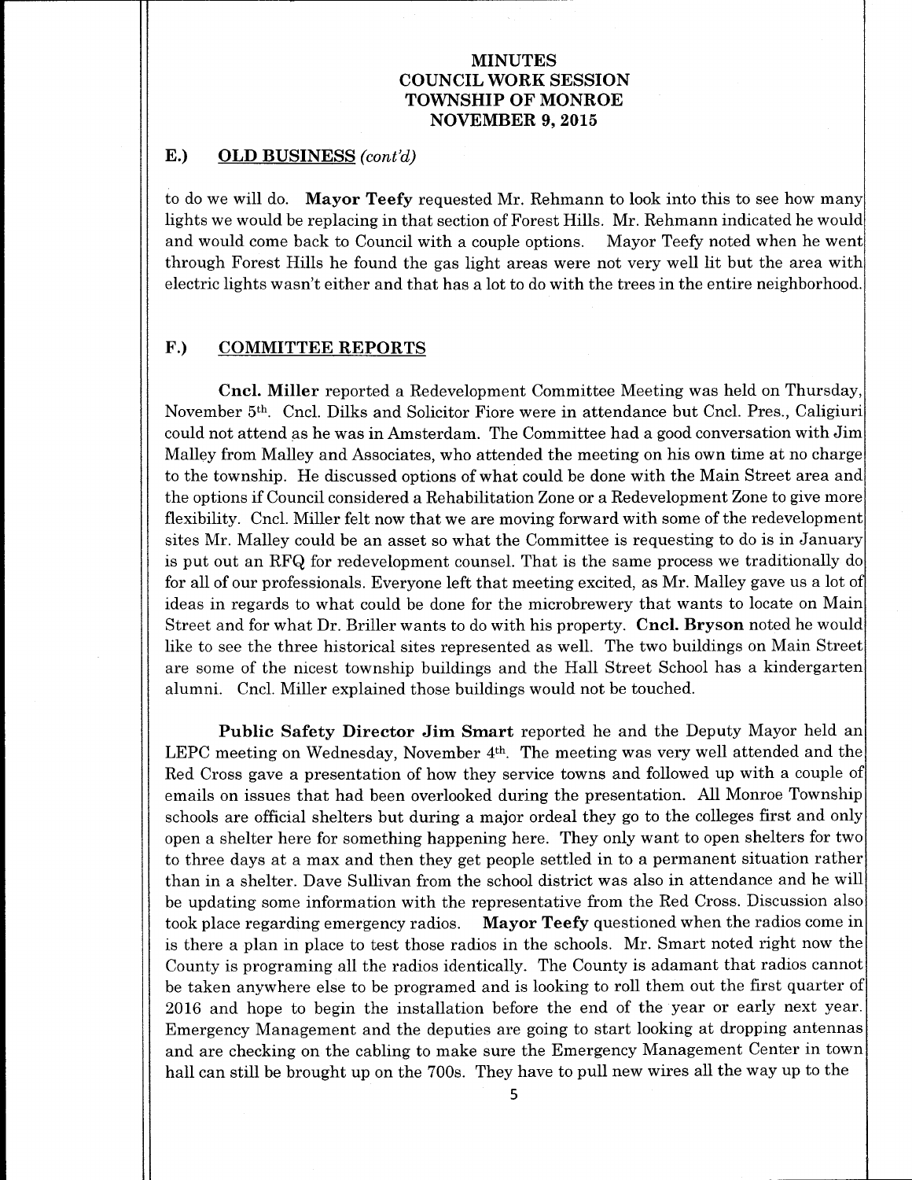## E.) OLD BUSINESS *(cont'd)*

to do we will do. **Mayor Teefy** requested Mr. Rehmann to look into this to see how many lights we would be replacing in that section of Forest Hills. Mr. Rehmann indicated he would and would come back to Council with a couple options. Mayor Teefy noted when he went through Forest Hills he found the gas light areas were not very well lit but the area with electric lights wasn't either and that has a lot to do with the trees in the entire neighborhood.

## F.) COMMITTEE REPORTS

**Cncl. Miller** reported a Redevelopment Committee Meeting was held on Thursday, November 5th. Cncl. Dilks and Solicitor Fiore were in attendance but Cncl. Pres., Caligiuri could not attend as he was in Amsterdam. The Committee had a good conversation with Jim Malley from Malley and Associates, who attended the meeting on his own time at no charge to the township. He discussed options of what could be done with the Main Street area and the options if Council considered a Rehabilitation Zone or a Redevelopment Zone to give more flexibility. Cncl. Miller felt now that we are moving forward with some of the redevelopment sites Mr. Malley could be an asset so what the Committee is requesting to do is in January is put out an RFQ for redevelopment counsel. That is the same process we traditionally do for all of our professionals. Everyone left that meeting excited, as Mr. Malley gave us a lot of ideas in regards to what could be done for the microbrewery that wants to locate on Main Street and for what Dr. Briller wants to do with his property. **Cncl. Bryson** noted he would like to see the three historical sites represented as well. The two buildings on Main Street are some of the nicest township buildings and the Hall Street School has a kindergarten alumni. Cncl. Miller explained those buildings would not be touched.

**Public Safety Director Jim Smart** reported he and the Deputy Mayor held an LEPC meeting on Wednesday, November 4th. The meeting was very well attended and the Red Cross gave a presentation of how they service towns and followed up with a couple of emails on issues that had been overlooked during the presentation. All Monroe Township schools are official shelters but during a major ordeal they go to the colleges first and only open a shelter here for something happening here. They only want to open shelters for two to three days at a max and then they get people settled in to a permanent situation rather than in a shelter. Dave Sullivan from the school district was also in attendance and he will be updating some information with the representative from the Red Cross. Discussion also took place regarding emergency radios. **Mayor Teefy** questioned when the radios come in is there a plan in place to test those radios in the schools. Mr. Smart noted right now the County is programing all the radios identically. The County is adamant that radios cannot be taken anywhere else to be programed and is looking to roll them out the first quarter of 2016 and hope to begin the installation before the end of the year or early next year. Emergency Management and the deputies are going to start looking at dropping antennas and are checking on the cabling to make sure the Emergency Management Center in town hall can still be brought up on the 700s. They have to pull new wires all the way up to the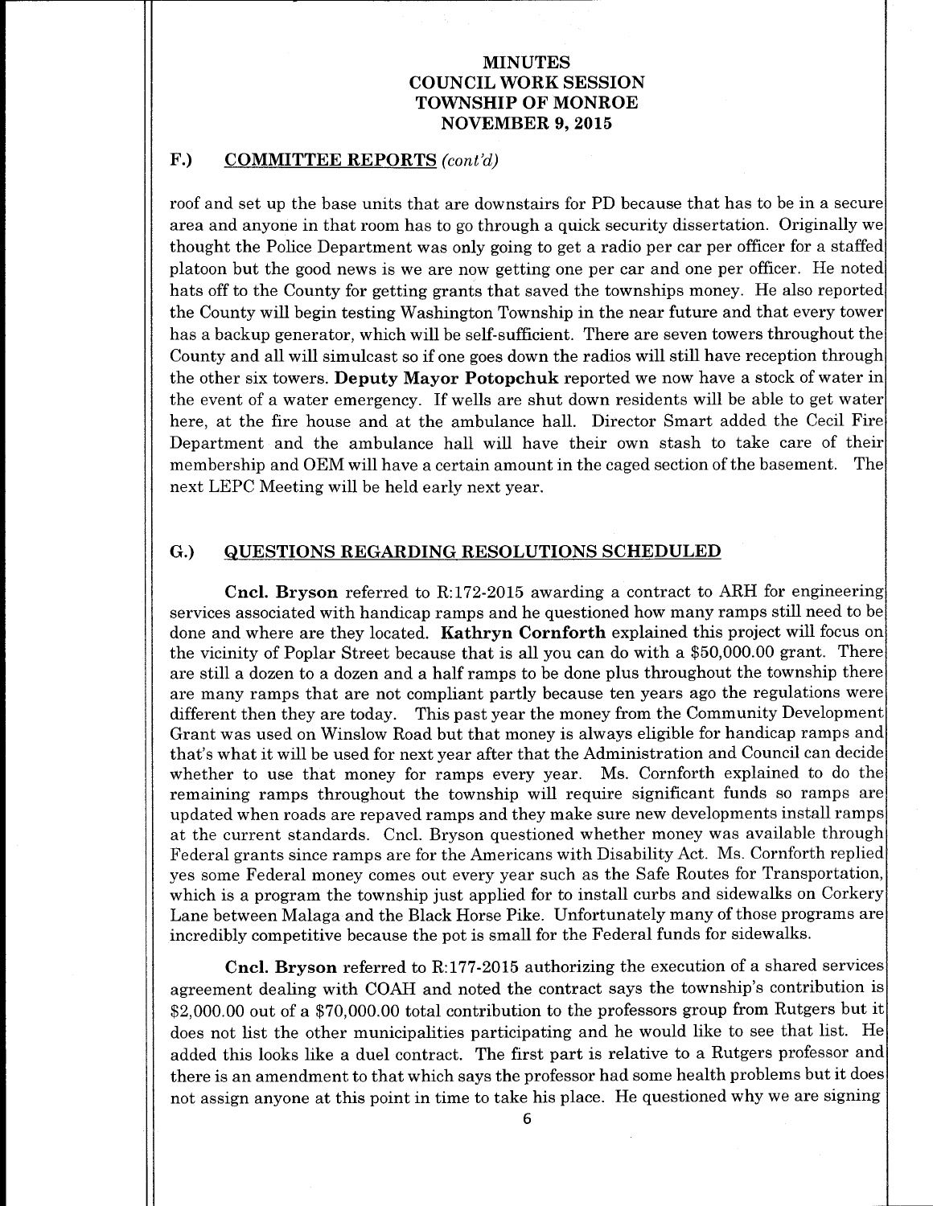# MINUTES
# COUNCIL WORK SESSION
# TOWNSHIP OF MONROE
# NOVEMBER 9, 2015

## F.) COMMITTEE REPORTS *(cont'd)*

roof and set up the base units that are downstairs for PD because that has to be in a secure area and anyone in that room has to go through a quick security dissertation. Originally we thought the Police Department was only going to get a radio per car per officer for a staffed platoon but the good news is we are now getting one per car and one per officer. He noted hats off to the County for getting grants that saved the townships money. He also reported the County will begin testing Washington Township in the near future and that every tower has a backup generator, which will be self-sufficient. There are seven towers throughout the County and all will simulcast so if one goes down the radios will still have reception through the other six towers. **Deputy Mayor Potopchuk** reported we now have a stock of water in the event of a water emergency. If wells are shut down residents will be able to get water here, at the fire house and at the ambulance hall. Director Smart added the Cecil Fire Department and the ambulance hall will have their own stash to take care of their membership and OEM will have a certain amount in the caged section of the basement. The next LEPC Meeting will be held early next year.

## G.) QUESTIONS REGARDING RESOLUTIONS SCHEDULED

**Cncl. Bryson** referred to R:172-2015 awarding a contract to ARH for engineering services associated with handicap ramps and he questioned how many ramps still need to be done and where are they located. **Kathryn Cornforth** explained this project will focus on the vicinity of Poplar Street because that is all you can do with a $50,000.00 grant. There are still a dozen to a dozen and a half ramps to be done plus throughout the township there are many ramps that are not compliant partly because ten years ago the regulations were different then they are today. This past year the money from the Community Development Grant was used on Winslow Road but that money is always eligible for handicap ramps and that's what it will be used for next year after that the Administration and Council can decide whether to use that money for ramps every year. Ms. Cornforth explained to do the remaining ramps throughout the township will require significant funds so ramps are updated when roads are repaved ramps and they make sure new developments install ramps at the current standards. Cncl. Bryson questioned whether money was available through Federal grants since ramps are for the Americans with Disability Act. Ms. Cornforth replied yes some Federal money comes out every year such as the Safe Routes for Transportation, which is a program the township just applied for to install curbs and sidewalks on Corkery Lane between Malaga and the Black Horse Pike. Unfortunately many of those programs are incredibly competitive because the pot is small for the Federal funds for sidewalks.

**Cncl. Bryson** referred to R:177-2015 authorizing the execution of a shared services agreement dealing with COAH and noted the contract says the township's contribution is $2,000.00 out of a $70,000.00 total contribution to the professors group from Rutgers but it does not list the other municipalities participating and he would like to see that list. He added this looks like a duel contract. The first part is relative to a Rutgers professor and there is an amendment to that which says the professor had some health problems but it does not assign anyone at this point in time to take his place. He questioned why we are signing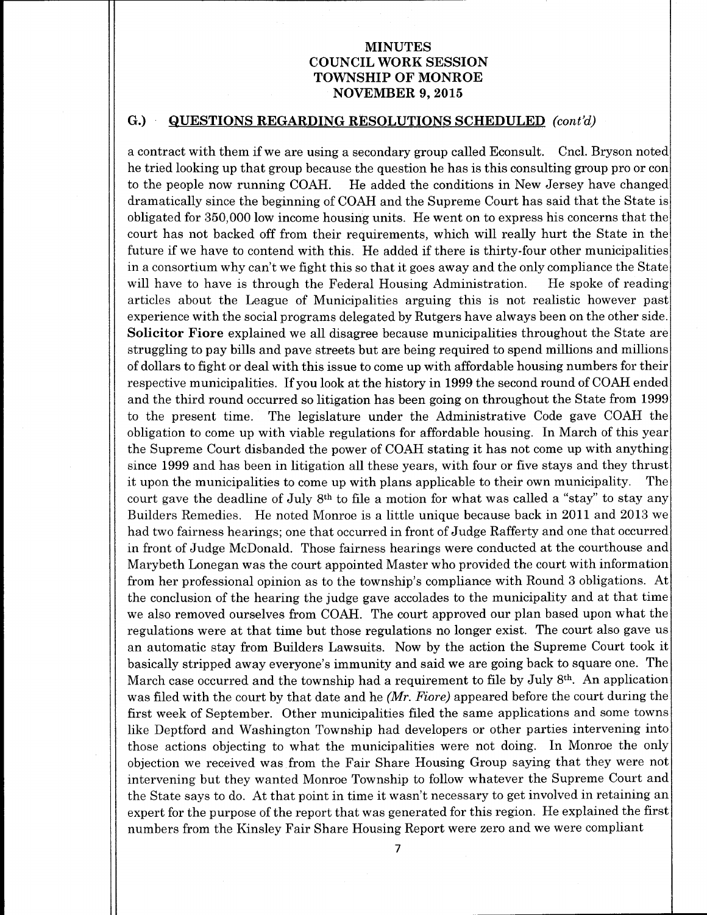## G.) QUESTIONS REGARDING RESOLUTIONS SCHEDULED *(cont'd)*

a contract with them if we are using a secondary group called Econsult. Cncl. Bryson noted he tried looking up that group because the question he has is this consulting group pro or con to the people now running COAH. He added the conditions in New Jersey have changed dramatically since the beginning of COAH and the Supreme Court has said that the State is obligated for 350,000 low income housing units. He went on to express his concerns that the court has not backed off from their requirements, which will really hurt the State in the future if we have to contend with this. He added if there is thirty-four other municipalities in a consortium why can't we fight this so that it goes away and the only compliance the State will have to have is through the Federal Housing Administration. He spoke of reading articles about the League of Municipalities arguing this is not realistic however past experience with the social programs delegated by Rutgers have always been on the other side. **Solicitor Fiore** explained we all disagree because municipalities throughout the State are struggling to pay bills and pave streets but are being required to spend millions and millions of dollars to fight or deal with this issue to come up with affordable housing numbers for their respective municipalities. If you look at the history in 1999 the second round of COAH ended and the third round occurred so litigation has been going on throughout the State from 1999 to the present time. The legislature under the Administrative Code gave COAH the obligation to come up with viable regulations for affordable housing. In March of this year the Supreme Court disbanded the power of COAH stating it has not come up with anything since 1999 and has been in litigation all these years, with four or five stays and they thrust it upon the municipalities to come up with plans applicable to their own municipality. The court gave the deadline of July 8th to file a motion for what was called a "stay" to stay any Builders Remedies. He noted Monroe is a little unique because back in 2011 and 2013 we had two fairness hearings; one that occurred in front of Judge Rafferty and one that occurred in front of Judge McDonald. Those fairness hearings were conducted at the courthouse and Marybeth Lonegan was the court appointed Master who provided the court with information from her professional opinion as to the township's compliance with Round 3 obligations. At the conclusion of the hearing the judge gave accolades to the municipality and at that time we also removed ourselves from COAH. The court approved our plan based upon what the regulations were at that time but those regulations no longer exist. The court also gave us an automatic stay from Builders Lawsuits. Now by the action the Supreme Court took it basically stripped away everyone's immunity and said we are going back to square one. The March case occurred and the township had a requirement to file by July 8th. An application was filed with the court by that date and he *(Mr. Fiore)* appeared before the court during the first week of September. Other municipalities filed the same applications and some towns like Deptford and Washington Township had developers or other parties intervening into those actions objecting to what the municipalities were not doing. In Monroe the only objection we received was from the Fair Share Housing Group saying that they were not intervening but they wanted Monroe Township to follow whatever the Supreme Court and the State says to do. At that point in time it wasn't necessary to get involved in retaining an expert for the purpose of the report that was generated for this region. He explained the first numbers from the Kinsley Fair Share Housing Report were zero and we were compliant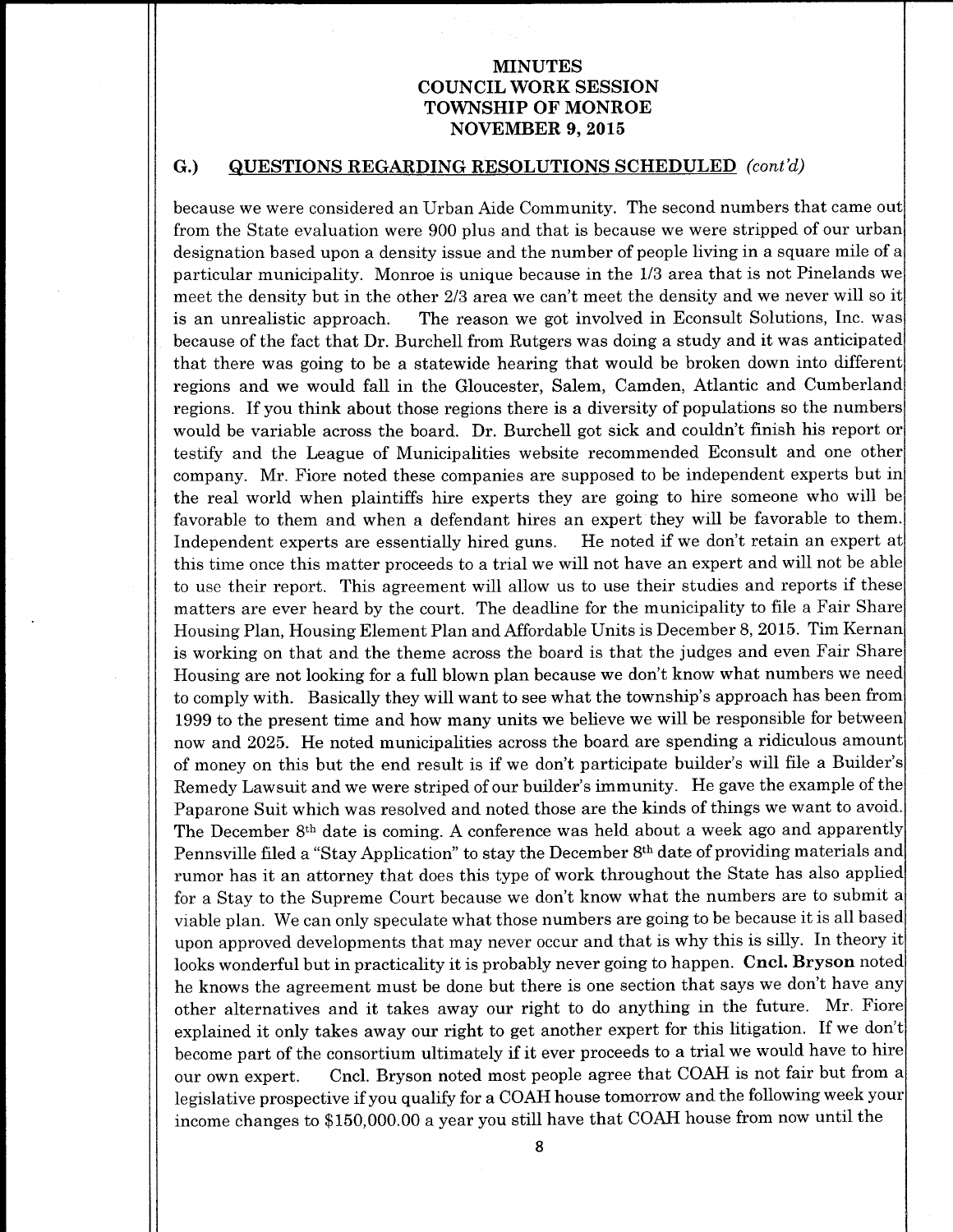## G.) QUESTIONS REGARDING RESOLUTIONS SCHEDULED *(cont'd)*

because we were considered an Urban Aide Community. The second numbers that came out from the State evaluation were 900 plus and that is because we were stripped of our urban designation based upon a density issue and the number of people living in a square mile of a particular municipality. Monroe is unique because in the 1/3 area that is not Pinelands we meet the density but in the other 2/3 area we can't meet the density and we never will so it is an unrealistic approach. The reason we got involved in Econsult Solutions, Inc. was because of the fact that Dr. Burchell from Rutgers was doing a study and it was anticipated that there was going to be a statewide hearing that would be broken down into different regions and we would fall in the Gloucester, Salem, Camden, Atlantic and Cumberland regions. If you think about those regions there is a diversity of populations so the numbers would be variable across the board. Dr. Burchell got sick and couldn't finish his report or testify and the League of Municipalities website recommended Econsult and one other company. Mr. Fiore noted these companies are supposed to be independent experts but in the real world when plaintiffs hire experts they are going to hire someone who will be favorable to them and when a defendant hires an expert they will be favorable to them. Independent experts are essentially hired guns. He noted if we don't retain an expert at this time once this matter proceeds to a trial we will not have an expert and will not be able to use their report. This agreement will allow us to use their studies and reports if these matters are ever heard by the court. The deadline for the municipality to file a Fair Share Housing Plan, Housing Element Plan and Affordable Units is December 8, 2015. Tim Kernan is working on that and the theme across the board is that the judges and even Fair Share Housing are not looking for a full blown plan because we don't know what numbers we need to comply with. Basically they will want to see what the township's approach has been from 1999 to the present time and how many units we believe we will be responsible for between now and 2025. He noted municipalities across the board are spending a ridiculous amount of money on this but the end result is if we don't participate builder's will file a Builder's Remedy Lawsuit and we were striped of our builder's immunity. He gave the example of the Paparone Suit which was resolved and noted those are the kinds of things we want to avoid. The December 8th date is coming. A conference was held about a week ago and apparently Pennsville filed a "Stay Application" to stay the December 8th date of providing materials and rumor has it an attorney that does this type of work throughout the State has also applied for a Stay to the Supreme Court because we don't know what the numbers are to submit a viable plan. We can only speculate what those numbers are going to be because it is all based upon approved developments that may never occur and that is why this is silly. In theory it looks wonderful but in practicality it is probably never going to happen. **Cncl. Bryson** noted he knows the agreement must be done but there is one section that says we don't have any other alternatives and it takes away our right to do anything in the future. Mr. Fiore explained it only takes away our right to get another expert for this litigation. If we don't become part of the consortium ultimately if it ever proceeds to a trial we would have to hire our own expert. Cncl. Bryson noted most people agree that COAH is not fair but from a legislative prospective if you qualify for a COAH house tomorrow and the following week your income changes to $150,000.00 a year you still have that COAH house from now until the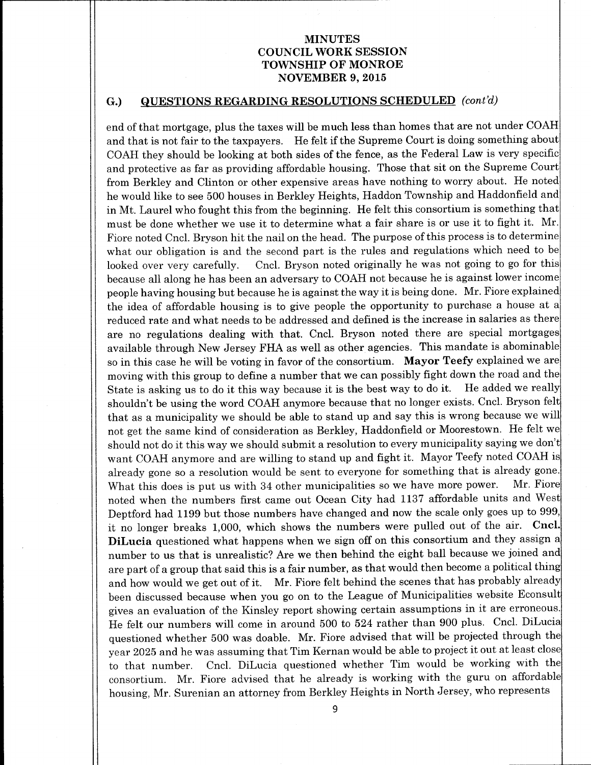# MINUTES
# COUNCIL WORK SESSION
# TOWNSHIP OF MONROE
# NOVEMBER 9, 2015

## G.) QUESTIONS REGARDING RESOLUTIONS SCHEDULED *(cont'd)*

end of that mortgage, plus the taxes will be much less than homes that are not under COAH and that is not fair to the taxpayers. He felt if the Supreme Court is doing something about COAH they should be looking at both sides of the fence, as the Federal Law is very specific and protective as far as providing affordable housing. Those that sit on the Supreme Court from Berkley and Clinton or other expensive areas have nothing to worry about. He noted he would like to see 500 houses in Berkley Heights, Haddon Township and Haddonfield and in Mt. Laurel who fought this from the beginning. He felt this consortium is something that must be done whether we use it to determine what a fair share is or use it to fight it. Mr. Fiore noted Cncl. Bryson hit the nail on the head. The purpose of this process is to determine what our obligation is and the second part is the rules and regulations which need to be looked over very carefully. Cncl. Bryson noted originally he was not going to go for this because all along he has been an adversary to COAH not because he is against lower income people having housing but because he is against the way it is being done. Mr. Fiore explained the idea of affordable housing is to give people the opportunity to purchase a house at a reduced rate and what needs to be addressed and defined is the increase in salaries as there are no regulations dealing with that. Cncl. Bryson noted there are special mortgages available through New Jersey FHA as well as other agencies. This mandate is abominable so in this case he will be voting in favor of the consortium. **Mayor Teefy** explained we are moving with this group to define a number that we can possibly fight down the road and the State is asking us to do it this way because it is the best way to do it. He added we really shouldn't be using the word COAH anymore because that no longer exists. Cncl. Bryson felt that as a municipality we should be able to stand up and say this is wrong because we will not get the same kind of consideration as Berkley, Haddonfield or Moorestown. He felt we should not do it this way we should submit a resolution to every municipality saying we don't want COAH anymore and are willing to stand up and fight it. Mayor Teefy noted COAH is already gone so a resolution would be sent to everyone for something that is already gone. What this does is put us with 34 other municipalities so we have more power. Mr. Fiore noted when the numbers first came out Ocean City had 1137 affordable units and West Deptford had 1199 but those numbers have changed and now the scale only goes up to 999, it no longer breaks 1,000, which shows the numbers were pulled out of the air. **Cncl. DiLucia** questioned what happens when we sign off on this consortium and they assign a number to us that is unrealistic? Are we then behind the eight ball because we joined and are part of a group that said this is a fair number, as that would then become a political thing and how would we get out of it. Mr. Fiore felt behind the scenes that has probably already been discussed because when you go on to the League of Municipalities website Econsult gives an evaluation of the Kinsley report showing certain assumptions in it are erroneous. He felt our numbers will come in around 500 to 524 rather than 900 plus. Cncl. DiLucia questioned whether 500 was doable. Mr. Fiore advised that will be projected through the year 2025 and he was assuming that Tim Kernan would be able to project it out at least close to that number. Cncl. DiLucia questioned whether Tim would be working with the consortium. Mr. Fiore advised that he already is working with the guru on affordable housing, Mr. Surenian an attorney from Berkley Heights in North Jersey, who represents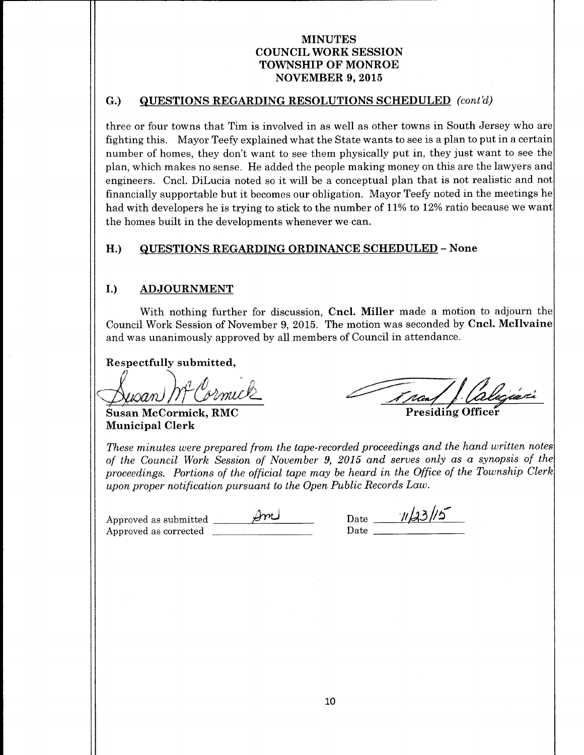# MINUTES
## COUNCIL WORK SESSION
## TOWNSHIP OF MONROE
## NOVEMBER 9, 2015

## G.) QUESTIONS REGARDING RESOLUTIONS SCHEDULED *(cont'd)*

three or four towns that Tim is involved in as well as other towns in South Jersey who are fighting this. Mayor Teefy explained what the State wants to see is a plan to put in a certain number of homes, they don't want to see them physically put in, they just want to see the plan, which makes no sense. He added the people making money on this are the lawyers and engineers. Cncl. DiLucia noted so it will be a conceptual plan that is not realistic and not financially supportable but it becomes our obligation. Mayor Teefy noted in the meetings he had with developers he is trying to stick to the number of 11% to 12% ratio because we want the homes built in the developments whenever we can.

## H.) QUESTIONS REGARDING ORDINANCE SCHEDULED – None

## I.) ADJOURNMENT

With nothing further for discussion, **Cncl. Miller** made a motion to adjourn the Council Work Session of November 9, 2015. The motion was seconded by **Cncl. McIlvaine** and was unanimously approved by all members of Council in attendance.

**Respectfully submitted,**

Susan McCormick

**Susan McCormick, RMC**
**Municipal Clerk**

Frank J. Caligiuri
**Presiding Officer**

*These minutes were prepared from the tape-recorded proceedings and the hand written notes of the Council Work Session of November 9, 2015 and serves only as a synopsis of the proceedings. Portions of the official tape may be heard in the Office of the Township Clerk upon proper notification pursuant to the Open Public Records Law.*

Approved as submitted ___AmJ___ Date ___11/23/15___
Approved as corrected ___________ Date ___________